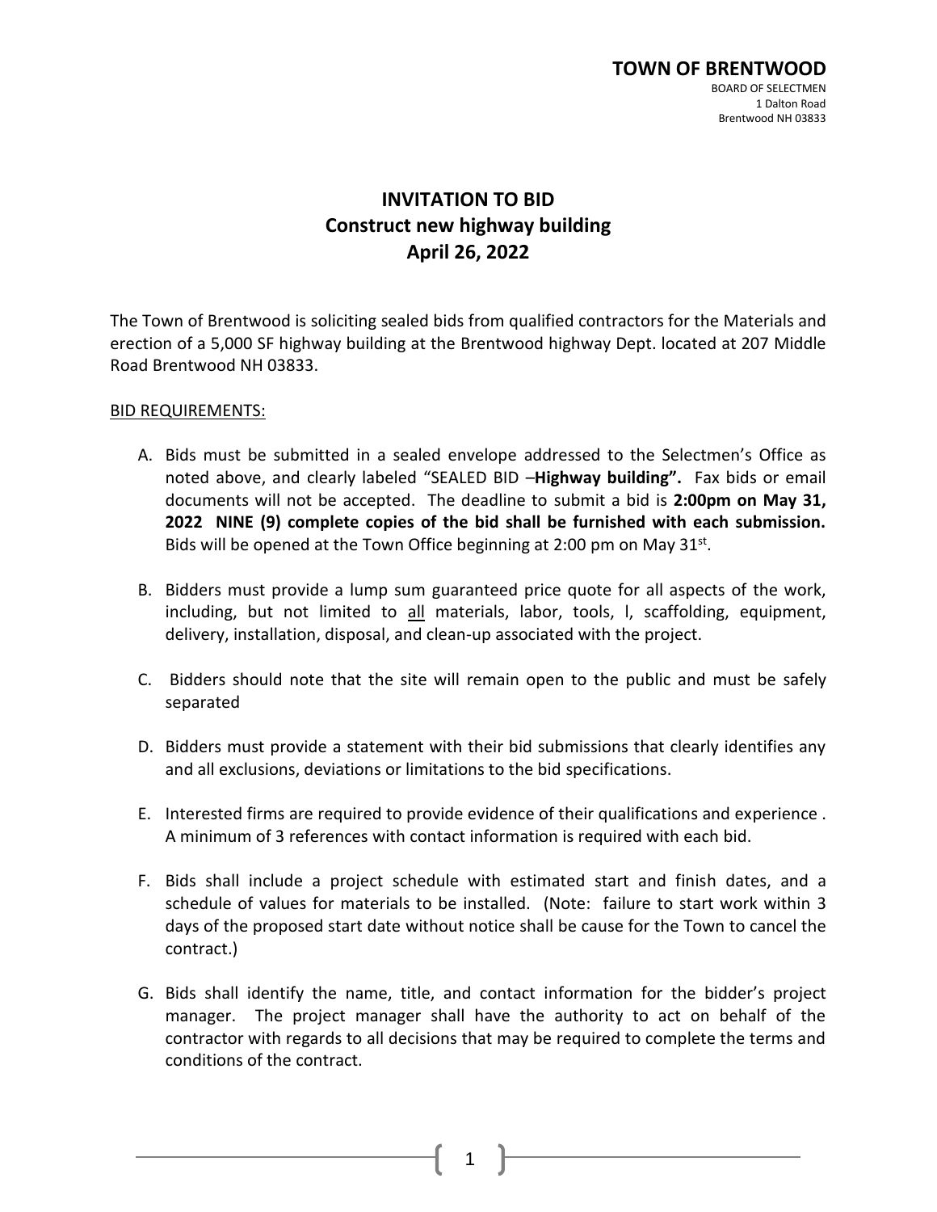**TOWN OF BRENTWOOD**
BOARD OF SELECTMEN
1 Dalton Road
Brentwood NH 03833

# INVITATION TO BID
## Construct new highway building
## April 26, 2022

The Town of Brentwood is soliciting sealed bids from qualified contractors for the Materials and erection of a 5,000 SF highway building at the Brentwood highway Dept. located at 207 Middle Road Brentwood NH 03833.

BID REQUIREMENTS:

A. Bids must be submitted in a sealed envelope addressed to the Selectmen's Office as noted above, and clearly labeled "SEALED BID –**Highway building".** Fax bids or email documents will not be accepted. The deadline to submit a bid is **2:00pm on May 31, 2022 NINE (9) complete copies of the bid shall be furnished with each submission.** Bids will be opened at the Town Office beginning at 2:00 pm on May 31st.

B. Bidders must provide a lump sum guaranteed price quote for all aspects of the work, including, but not limited to all materials, labor, tools, l, scaffolding, equipment, delivery, installation, disposal, and clean-up associated with the project.

C. Bidders should note that the site will remain open to the public and must be safely separated

D. Bidders must provide a statement with their bid submissions that clearly identifies any and all exclusions, deviations or limitations to the bid specifications.

E. Interested firms are required to provide evidence of their qualifications and experience . A minimum of 3 references with contact information is required with each bid.

F. Bids shall include a project schedule with estimated start and finish dates, and a schedule of values for materials to be installed. (Note: failure to start work within 3 days of the proposed start date without notice shall be cause for the Town to cancel the contract.)

G. Bids shall identify the name, title, and contact information for the bidder's project manager. The project manager shall have the authority to act on behalf of the contractor with regards to all decisions that may be required to complete the terms and conditions of the contract.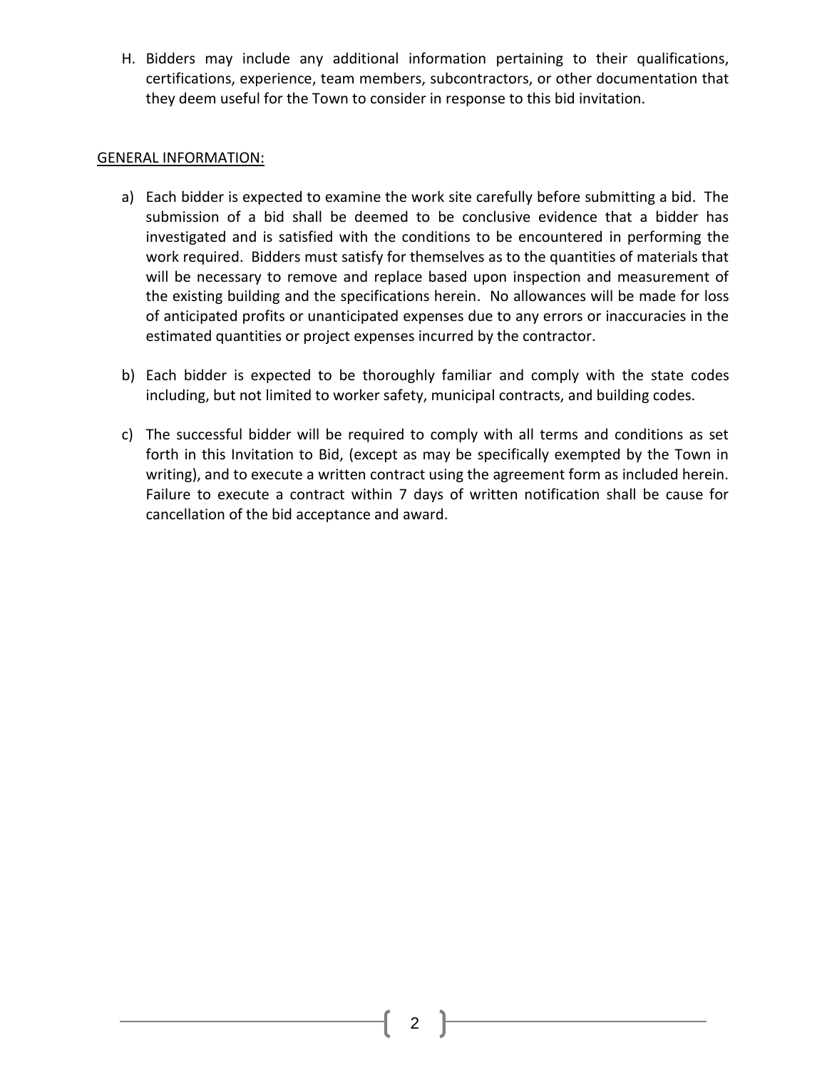H. Bidders may include any additional information pertaining to their qualifications, certifications, experience, team members, subcontractors, or other documentation that they deem useful for the Town to consider in response to this bid invitation.

<u>GENERAL INFORMATION:</u>

a) Each bidder is expected to examine the work site carefully before submitting a bid. The submission of a bid shall be deemed to be conclusive evidence that a bidder has investigated and is satisfied with the conditions to be encountered in performing the work required. Bidders must satisfy for themselves as to the quantities of materials that will be necessary to remove and replace based upon inspection and measurement of the existing building and the specifications herein. No allowances will be made for loss of anticipated profits or unanticipated expenses due to any errors or inaccuracies in the estimated quantities or project expenses incurred by the contractor.

b) Each bidder is expected to be thoroughly familiar and comply with the state codes including, but not limited to worker safety, municipal contracts, and building codes.

c) The successful bidder will be required to comply with all terms and conditions as set forth in this Invitation to Bid, (except as may be specifically exempted by the Town in writing), and to execute a written contract using the agreement form as included herein. Failure to execute a contract within 7 days of written notification shall be cause for cancellation of the bid acceptance and award.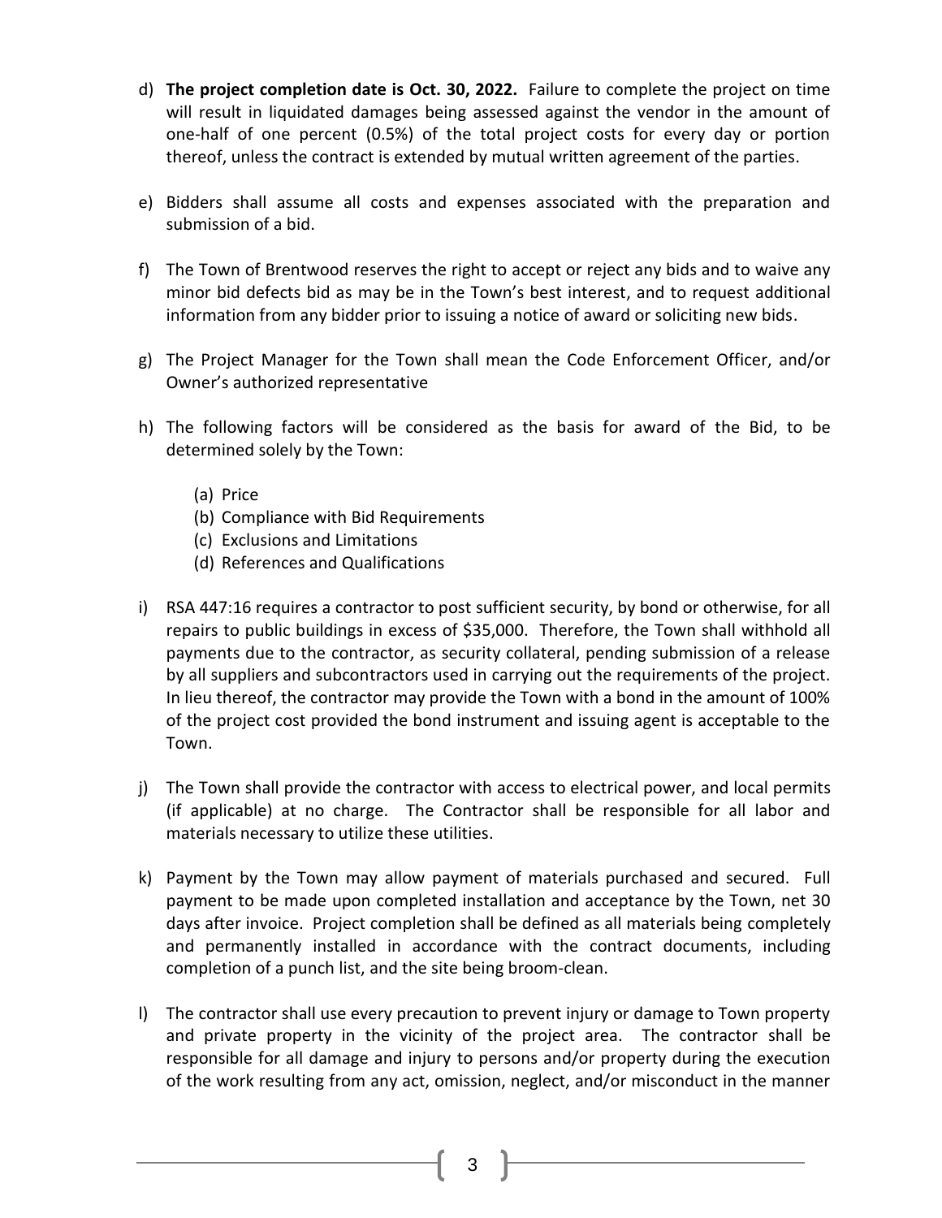d) **The project completion date is Oct. 30, 2022.** Failure to complete the project on time will result in liquidated damages being assessed against the vendor in the amount of one-half of one percent (0.5%) of the total project costs for every day or portion thereof, unless the contract is extended by mutual written agreement of the parties.

e) Bidders shall assume all costs and expenses associated with the preparation and submission of a bid.

f) The Town of Brentwood reserves the right to accept or reject any bids and to waive any minor bid defects bid as may be in the Town's best interest, and to request additional information from any bidder prior to issuing a notice of award or soliciting new bids.

g) The Project Manager for the Town shall mean the Code Enforcement Officer, and/or Owner's authorized representative

h) The following factors will be considered as the basis for award of the Bid, to be determined solely by the Town:

   (a) Price
   (b) Compliance with Bid Requirements
   (c) Exclusions and Limitations
   (d) References and Qualifications

i) RSA 447:16 requires a contractor to post sufficient security, by bond or otherwise, for all repairs to public buildings in excess of $35,000. Therefore, the Town shall withhold all payments due to the contractor, as security collateral, pending submission of a release by all suppliers and subcontractors used in carrying out the requirements of the project. In lieu thereof, the contractor may provide the Town with a bond in the amount of 100% of the project cost provided the bond instrument and issuing agent is acceptable to the Town.

j) The Town shall provide the contractor with access to electrical power, and local permits (if applicable) at no charge. The Contractor shall be responsible for all labor and materials necessary to utilize these utilities.

k) Payment by the Town may allow payment of materials purchased and secured. Full payment to be made upon completed installation and acceptance by the Town, net 30 days after invoice. Project completion shall be defined as all materials being completely and permanently installed in accordance with the contract documents, including completion of a punch list, and the site being broom-clean.

l) The contractor shall use every precaution to prevent injury or damage to Town property and private property in the vicinity of the project area. The contractor shall be responsible for all damage and injury to persons and/or property during the execution of the work resulting from any act, omission, neglect, and/or misconduct in the manner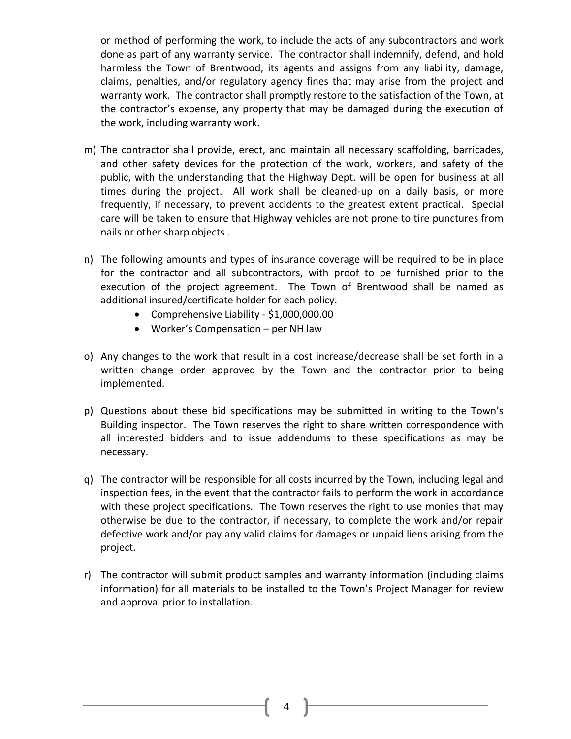or method of performing the work, to include the acts of any subcontractors and work done as part of any warranty service. The contractor shall indemnify, defend, and hold harmless the Town of Brentwood, its agents and assigns from any liability, damage, claims, penalties, and/or regulatory agency fines that may arise from the project and warranty work. The contractor shall promptly restore to the satisfaction of the Town, at the contractor's expense, any property that may be damaged during the execution of the work, including warranty work.

m) The contractor shall provide, erect, and maintain all necessary scaffolding, barricades, and other safety devices for the protection of the work, workers, and safety of the public, with the understanding that the Highway Dept. will be open for business at all times during the project. All work shall be cleaned-up on a daily basis, or more frequently, if necessary, to prevent accidents to the greatest extent practical. Special care will be taken to ensure that Highway vehicles are not prone to tire punctures from nails or other sharp objects .

n) The following amounts and types of insurance coverage will be required to be in place for the contractor and all subcontractors, with proof to be furnished prior to the execution of the project agreement. The Town of Brentwood shall be named as additional insured/certificate holder for each policy.
   - Comprehensive Liability - $1,000,000.00
   - Worker's Compensation – per NH law

o) Any changes to the work that result in a cost increase/decrease shall be set forth in a written change order approved by the Town and the contractor prior to being implemented.

p) Questions about these bid specifications may be submitted in writing to the Town's Building inspector. The Town reserves the right to share written correspondence with all interested bidders and to issue addendums to these specifications as may be necessary.

q) The contractor will be responsible for all costs incurred by the Town, including legal and inspection fees, in the event that the contractor fails to perform the work in accordance with these project specifications. The Town reserves the right to use monies that may otherwise be due to the contractor, if necessary, to complete the work and/or repair defective work and/or pay any valid claims for damages or unpaid liens arising from the project.

r) The contractor will submit product samples and warranty information (including claims information) for all materials to be installed to the Town's Project Manager for review and approval prior to installation.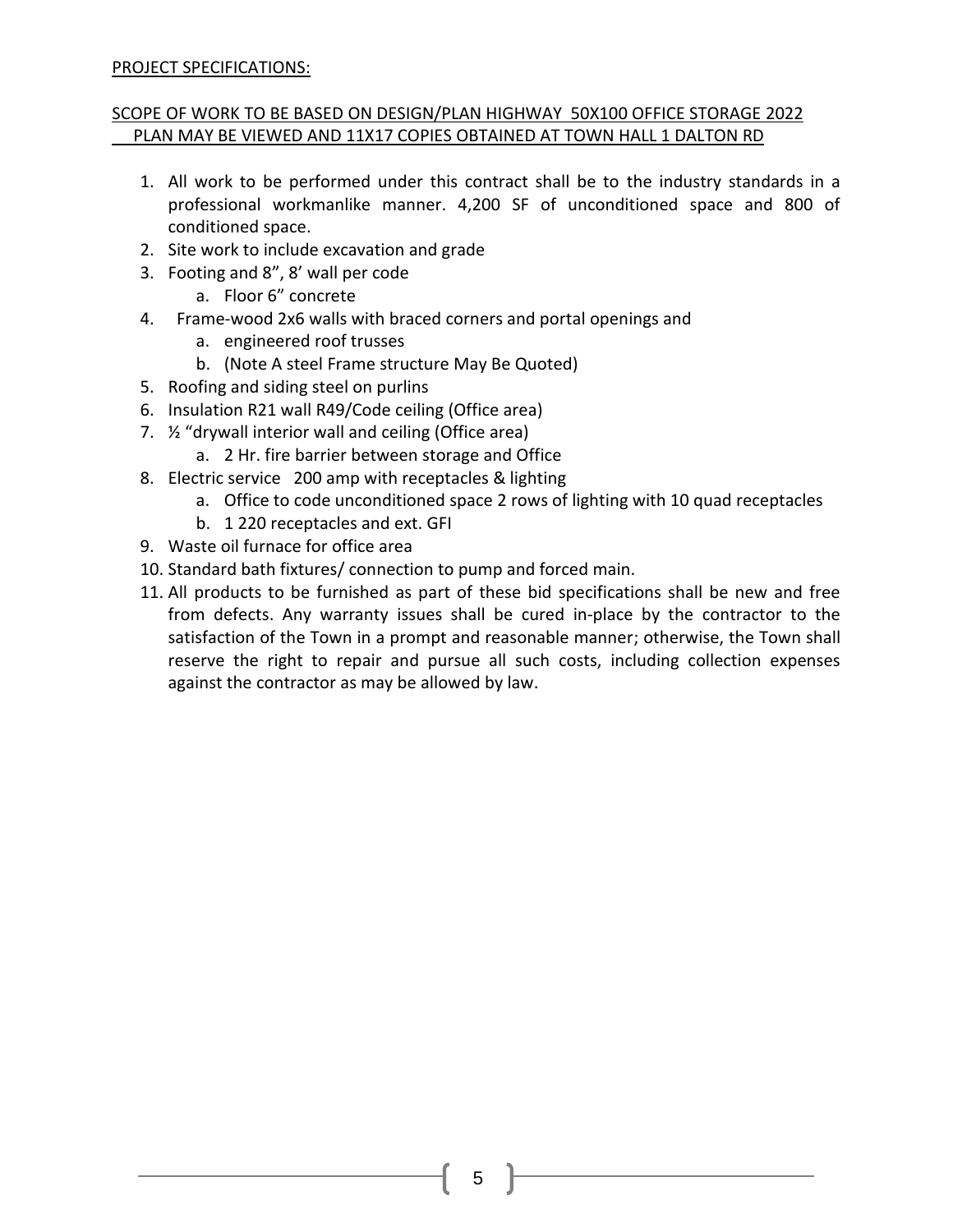PROJECT SPECIFICATIONS:

SCOPE OF WORK TO BE BASED ON DESIGN/PLAN HIGHWAY 50X100 OFFICE STORAGE 2022
PLAN MAY BE VIEWED AND 11X17 COPIES OBTAINED AT TOWN HALL 1 DALTON RD

1. All work to be performed under this contract shall be to the industry standards in a professional workmanlike manner. 4,200 SF of unconditioned space and 800 of conditioned space.
2. Site work to include excavation and grade
3. Footing and 8", 8' wall per code
   a. Floor 6" concrete
4. Frame-wood 2x6 walls with braced corners and portal openings and
   a. engineered roof trusses
   b. (Note A steel Frame structure May Be Quoted)
5. Roofing and siding steel on purlins
6. Insulation R21 wall R49/Code ceiling (Office area)
7. ½ "drywall interior wall and ceiling (Office area)
   a. 2 Hr. fire barrier between storage and Office
8. Electric service 200 amp with receptacles & lighting
   a. Office to code unconditioned space 2 rows of lighting with 10 quad receptacles
   b. 1 220 receptacles and ext. GFI
9. Waste oil furnace for office area
10. Standard bath fixtures/ connection to pump and forced main.
11. All products to be furnished as part of these bid specifications shall be new and free from defects. Any warranty issues shall be cured in-place by the contractor to the satisfaction of the Town in a prompt and reasonable manner; otherwise, the Town shall reserve the right to repair and pursue all such costs, including collection expenses against the contractor as may be allowed by law.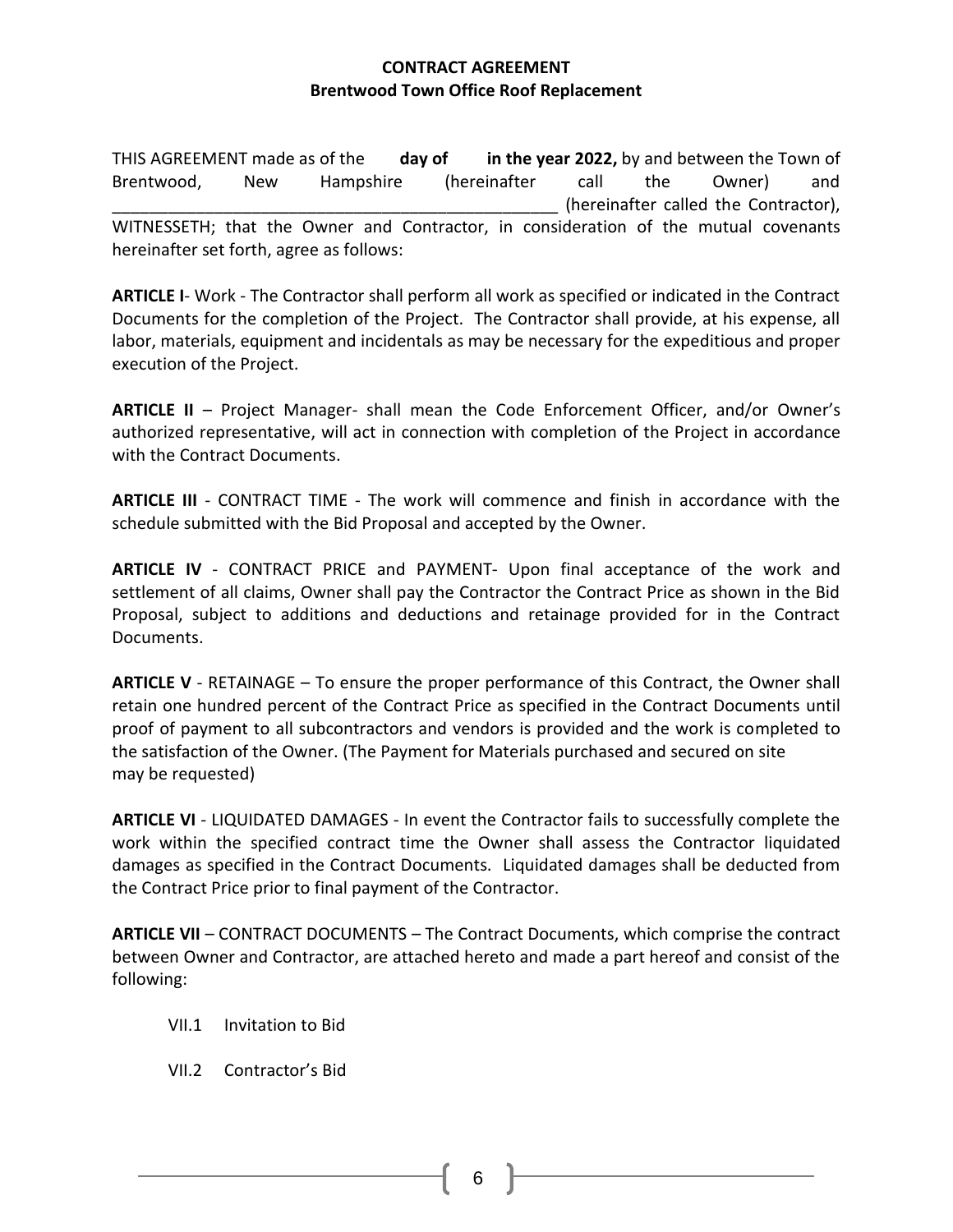**CONTRACT AGREEMENT**
**Brentwood Town Office Roof Replacement**

THIS AGREEMENT made as of the **day of in the year 2022,** by and between the Town of Brentwood, New Hampshire (hereinafter call the Owner) and _______________________________________________ (hereinafter called the Contractor), WITNESSETH; that the Owner and Contractor, in consideration of the mutual covenants hereinafter set forth, agree as follows:

**ARTICLE I**- Work - The Contractor shall perform all work as specified or indicated in the Contract Documents for the completion of the Project. The Contractor shall provide, at his expense, all labor, materials, equipment and incidentals as may be necessary for the expeditious and proper execution of the Project.

**ARTICLE II** – Project Manager- shall mean the Code Enforcement Officer, and/or Owner's authorized representative, will act in connection with completion of the Project in accordance with the Contract Documents.

**ARTICLE III** - CONTRACT TIME - The work will commence and finish in accordance with the schedule submitted with the Bid Proposal and accepted by the Owner.

**ARTICLE IV** - CONTRACT PRICE and PAYMENT- Upon final acceptance of the work and settlement of all claims, Owner shall pay the Contractor the Contract Price as shown in the Bid Proposal, subject to additions and deductions and retainage provided for in the Contract Documents.

**ARTICLE V** - RETAINAGE – To ensure the proper performance of this Contract, the Owner shall retain one hundred percent of the Contract Price as specified in the Contract Documents until proof of payment to all subcontractors and vendors is provided and the work is completed to the satisfaction of the Owner. (The Payment for Materials purchased and secured on site may be requested)

**ARTICLE VI** - LIQUIDATED DAMAGES - In event the Contractor fails to successfully complete the work within the specified contract time the Owner shall assess the Contractor liquidated damages as specified in the Contract Documents. Liquidated damages shall be deducted from the Contract Price prior to final payment of the Contractor.

**ARTICLE VII** – CONTRACT DOCUMENTS – The Contract Documents, which comprise the contract between Owner and Contractor, are attached hereto and made a part hereof and consist of the following:

VII.1 Invitation to Bid

VII.2 Contractor's Bid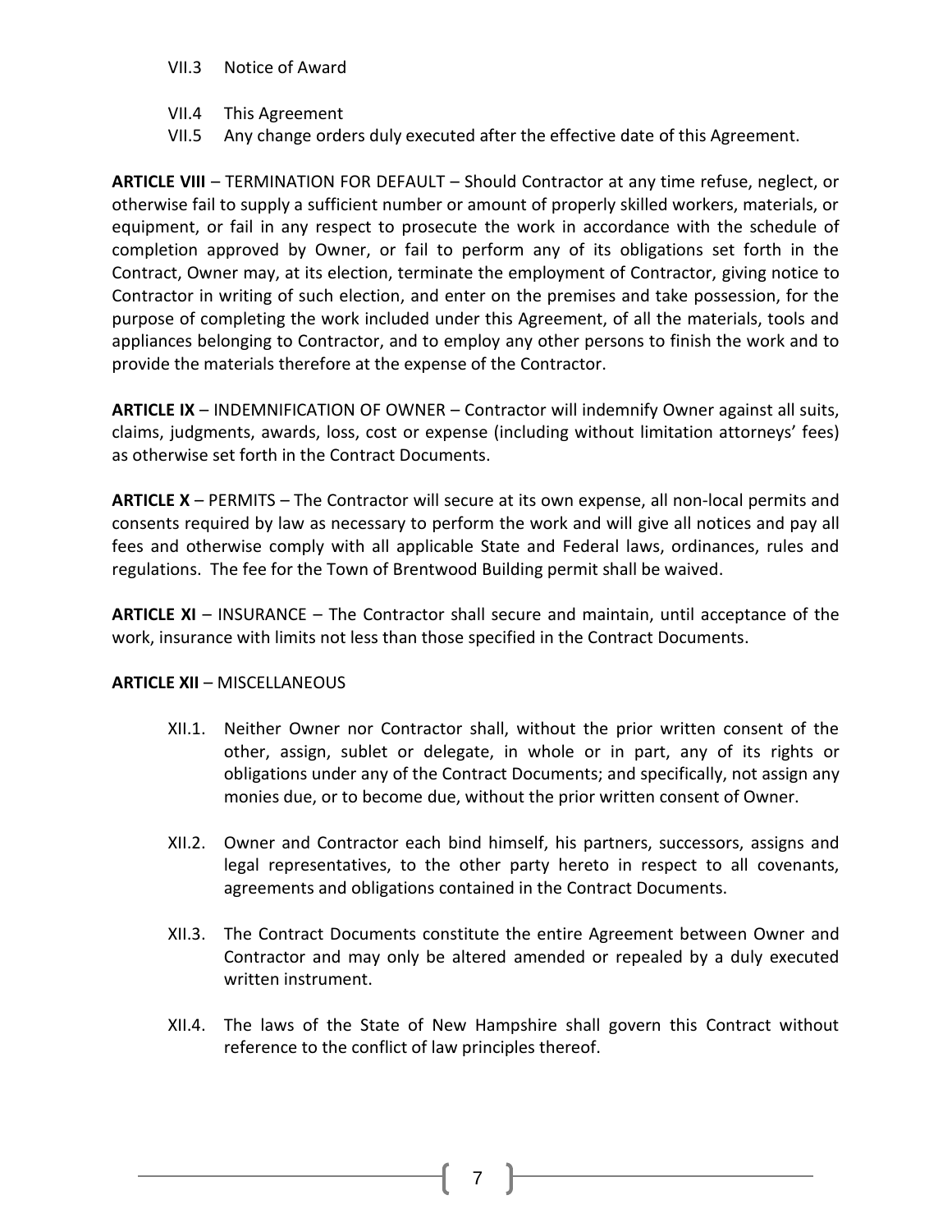VII.3 Notice of Award

VII.4 This Agreement

VII.5 Any change orders duly executed after the effective date of this Agreement.

**ARTICLE VIII** – TERMINATION FOR DEFAULT – Should Contractor at any time refuse, neglect, or otherwise fail to supply a sufficient number or amount of properly skilled workers, materials, or equipment, or fail in any respect to prosecute the work in accordance with the schedule of completion approved by Owner, or fail to perform any of its obligations set forth in the Contract, Owner may, at its election, terminate the employment of Contractor, giving notice to Contractor in writing of such election, and enter on the premises and take possession, for the purpose of completing the work included under this Agreement, of all the materials, tools and appliances belonging to Contractor, and to employ any other persons to finish the work and to provide the materials therefore at the expense of the Contractor.

**ARTICLE IX** – INDEMNIFICATION OF OWNER – Contractor will indemnify Owner against all suits, claims, judgments, awards, loss, cost or expense (including without limitation attorneys' fees) as otherwise set forth in the Contract Documents.

**ARTICLE X** – PERMITS – The Contractor will secure at its own expense, all non-local permits and consents required by law as necessary to perform the work and will give all notices and pay all fees and otherwise comply with all applicable State and Federal laws, ordinances, rules and regulations. The fee for the Town of Brentwood Building permit shall be waived.

**ARTICLE XI** – INSURANCE – The Contractor shall secure and maintain, until acceptance of the work, insurance with limits not less than those specified in the Contract Documents.

**ARTICLE XII** – MISCELLANEOUS

XII.1. Neither Owner nor Contractor shall, without the prior written consent of the other, assign, sublet or delegate, in whole or in part, any of its rights or obligations under any of the Contract Documents; and specifically, not assign any monies due, or to become due, without the prior written consent of Owner.

XII.2. Owner and Contractor each bind himself, his partners, successors, assigns and legal representatives, to the other party hereto in respect to all covenants, agreements and obligations contained in the Contract Documents.

XII.3. The Contract Documents constitute the entire Agreement between Owner and Contractor and may only be altered amended or repealed by a duly executed written instrument.

XII.4. The laws of the State of New Hampshire shall govern this Contract without reference to the conflict of law principles thereof.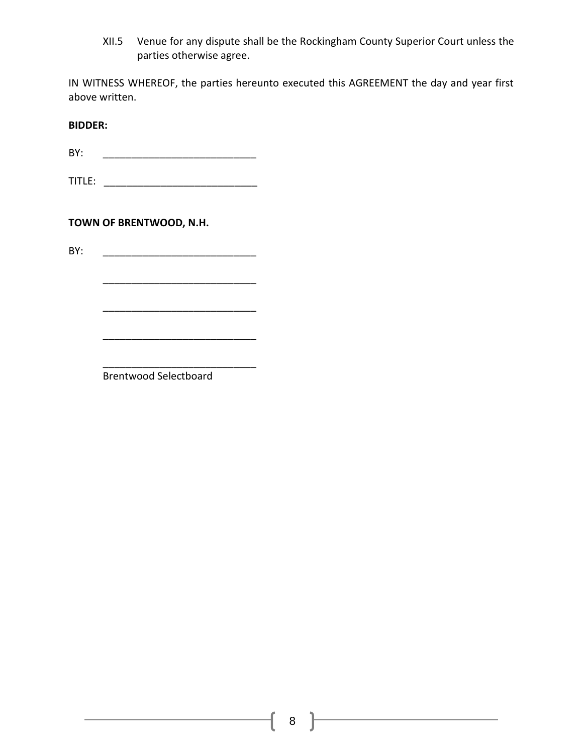XII.5 Venue for any dispute shall be the Rockingham County Superior Court unless the parties otherwise agree.

IN WITNESS WHEREOF, the parties hereunto executed this AGREEMENT the day and year first above written.

**BIDDER:**

BY: ___________________________

TITLE: ___________________________

**TOWN OF BRENTWOOD, N.H.**

BY: ___________________________

___________________________

___________________________

___________________________

___________________________

Brentwood Selectboard